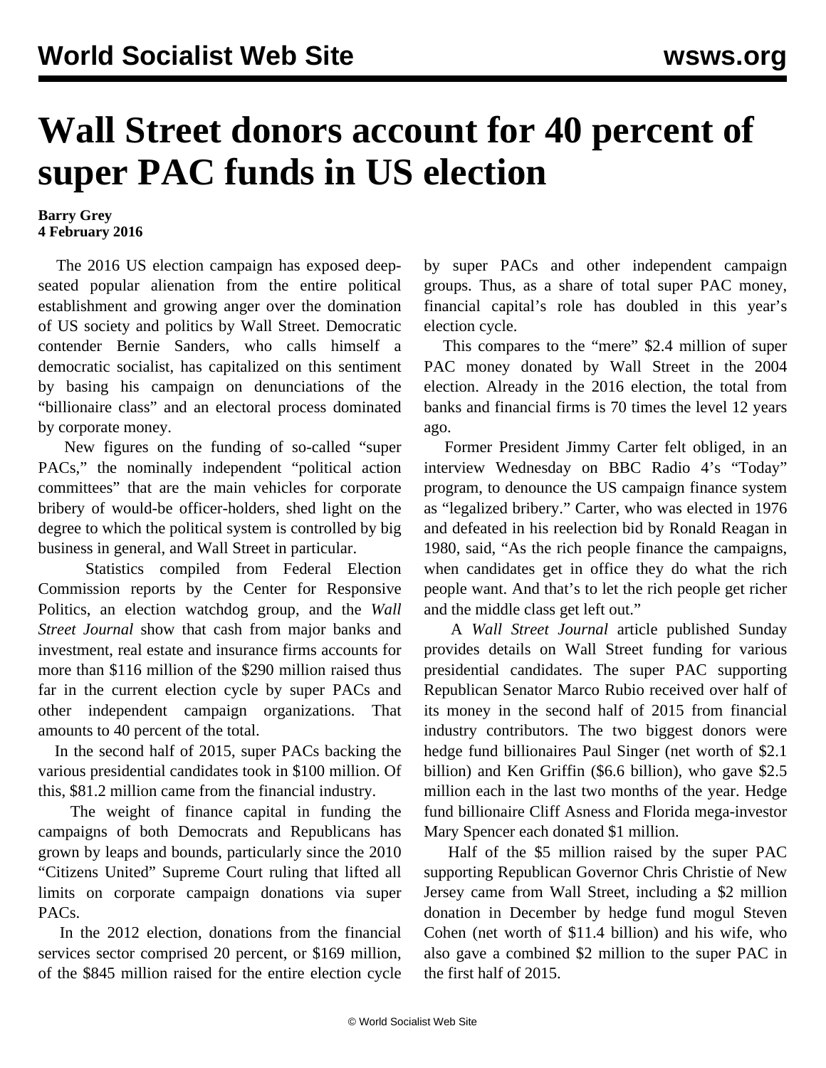# Wall Street donors account for 40 percent of super PAC funds in US election

**Barry Grey**
**4 February 2016**

The 2016 US election campaign has exposed deep-seated popular alienation from the entire political establishment and growing anger over the domination of US society and politics by Wall Street. Democratic contender Bernie Sanders, who calls himself a democratic socialist, has capitalized on this sentiment by basing his campaign on denunciations of the "billionaire class" and an electoral process dominated by corporate money.

New figures on the funding of so-called "super PACs," the nominally independent "political action committees" that are the main vehicles for corporate bribery of would-be officer-holders, shed light on the degree to which the political system is controlled by big business in general, and Wall Street in particular.

Statistics compiled from Federal Election Commission reports by the Center for Responsive Politics, an election watchdog group, and the *Wall Street Journal* show that cash from major banks and investment, real estate and insurance firms accounts for more than $116 million of the $290 million raised thus far in the current election cycle by super PACs and other independent campaign organizations. That amounts to 40 percent of the total.

In the second half of 2015, super PACs backing the various presidential candidates took in $100 million. Of this, $81.2 million came from the financial industry.

The weight of finance capital in funding the campaigns of both Democrats and Republicans has grown by leaps and bounds, particularly since the 2010 "Citizens United" Supreme Court ruling that lifted all limits on corporate campaign donations via super PACs.

In the 2012 election, donations from the financial services sector comprised 20 percent, or $169 million, of the $845 million raised for the entire election cycle by super PACs and other independent campaign groups. Thus, as a share of total super PAC money, financial capital's role has doubled in this year's election cycle.

This compares to the "mere" $2.4 million of super PAC money donated by Wall Street in the 2004 election. Already in the 2016 election, the total from banks and financial firms is 70 times the level 12 years ago.

Former President Jimmy Carter felt obliged, in an interview Wednesday on BBC Radio 4's "Today" program, to denounce the US campaign finance system as "legalized bribery." Carter, who was elected in 1976 and defeated in his reelection bid by Ronald Reagan in 1980, said, "As the rich people finance the campaigns, when candidates get in office they do what the rich people want. And that's to let the rich people get richer and the middle class get left out."

A *Wall Street Journal* article published Sunday provides details on Wall Street funding for various presidential candidates. The super PAC supporting Republican Senator Marco Rubio received over half of its money in the second half of 2015 from financial industry contributors. The two biggest donors were hedge fund billionaires Paul Singer (net worth of $2.1 billion) and Ken Griffin ($6.6 billion), who gave $2.5 million each in the last two months of the year. Hedge fund billionaire Cliff Asness and Florida mega-investor Mary Spencer each donated $1 million.

Half of the $5 million raised by the super PAC supporting Republican Governor Chris Christie of New Jersey came from Wall Street, including a $2 million donation in December by hedge fund mogul Steven Cohen (net worth of $11.4 billion) and his wife, who also gave a combined $2 million to the super PAC in the first half of 2015.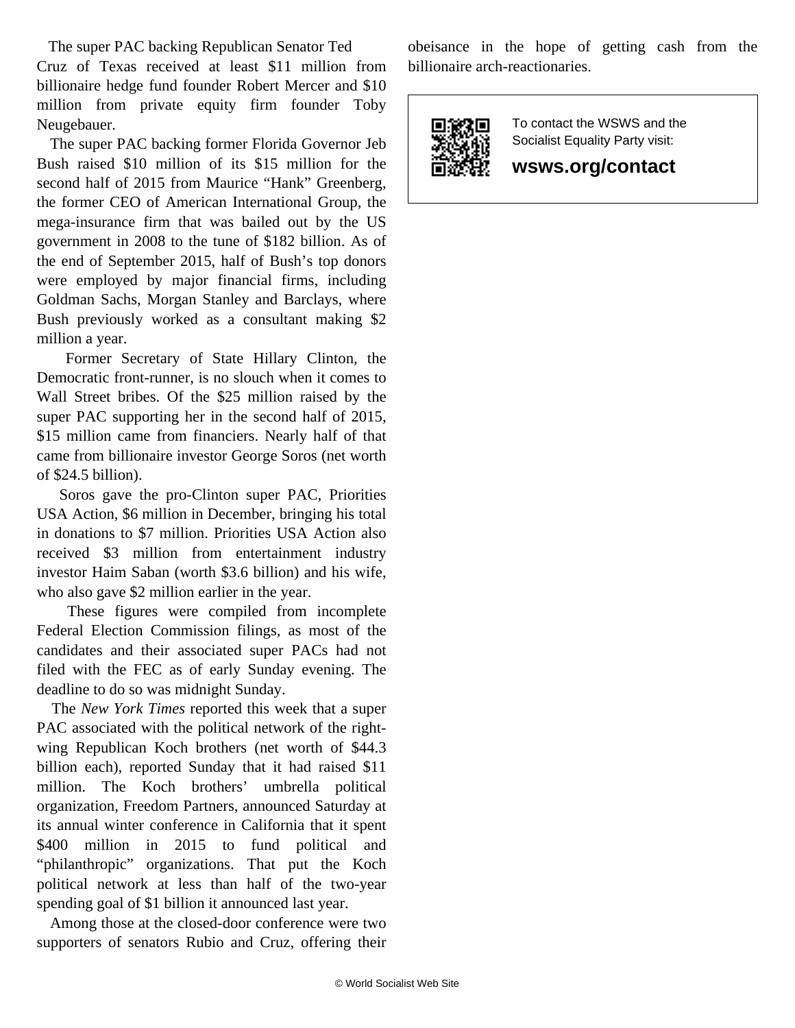The super PAC backing Republican Senator Ted Cruz of Texas received at least $11 million from billionaire hedge fund founder Robert Mercer and $10 million from private equity firm founder Toby Neugebauer.

The super PAC backing former Florida Governor Jeb Bush raised $10 million of its $15 million for the second half of 2015 from Maurice "Hank" Greenberg, the former CEO of American International Group, the mega-insurance firm that was bailed out by the US government in 2008 to the tune of $182 billion. As of the end of September 2015, half of Bush's top donors were employed by major financial firms, including Goldman Sachs, Morgan Stanley and Barclays, where Bush previously worked as a consultant making $2 million a year.

Former Secretary of State Hillary Clinton, the Democratic front-runner, is no slouch when it comes to Wall Street bribes. Of the $25 million raised by the super PAC supporting her in the second half of 2015, $15 million came from financiers. Nearly half of that came from billionaire investor George Soros (net worth of $24.5 billion).

Soros gave the pro-Clinton super PAC, Priorities USA Action, $6 million in December, bringing his total in donations to $7 million. Priorities USA Action also received $3 million from entertainment industry investor Haim Saban (worth $3.6 billion) and his wife, who also gave $2 million earlier in the year.

These figures were compiled from incomplete Federal Election Commission filings, as most of the candidates and their associated super PACs had not filed with the FEC as of early Sunday evening. The deadline to do so was midnight Sunday.

The *New York Times* reported this week that a super PAC associated with the political network of the right-wing Republican Koch brothers (net worth of $44.3 billion each), reported Sunday that it had raised $11 million. The Koch brothers' umbrella political organization, Freedom Partners, announced Saturday at its annual winter conference in California that it spent $400 million in 2015 to fund political and "philanthropic" organizations. That put the Koch political network at less than half of the two-year spending goal of $1 billion it announced last year.

Among those at the closed-door conference were two supporters of senators Rubio and Cruz, offering their obeisance in the hope of getting cash from the billionaire arch-reactionaries.

To contact the WSWS and the Socialist Equality Party visit:

**wsws.org/contact**